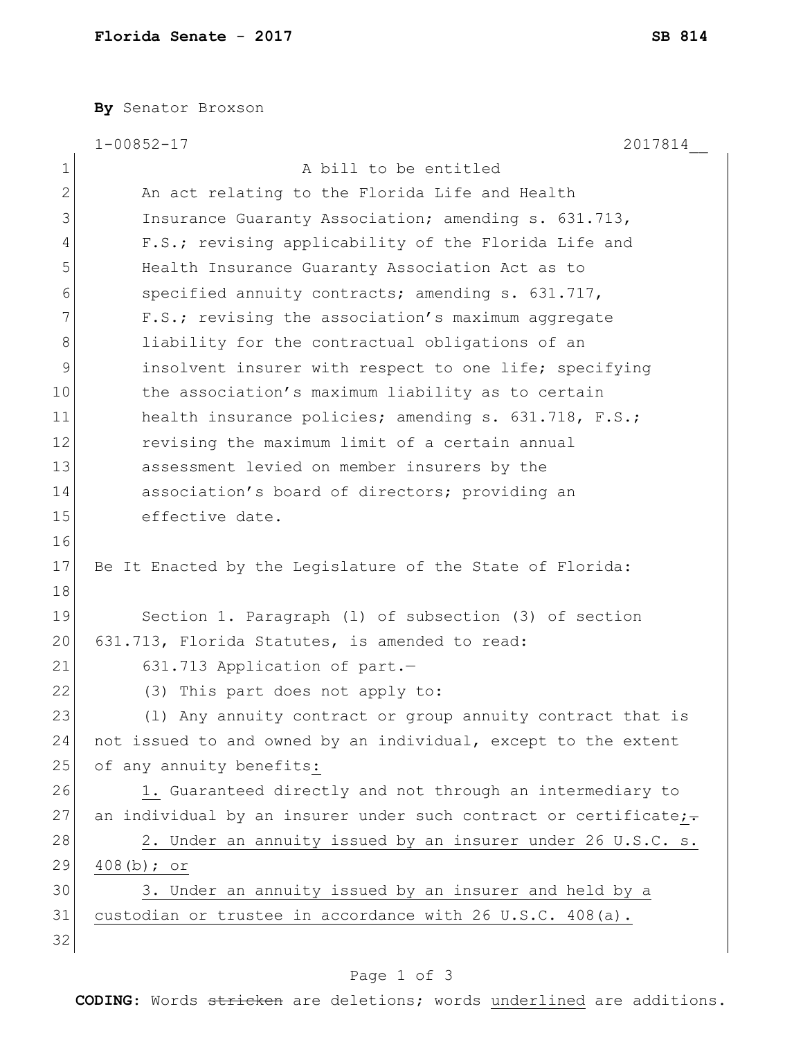**By** Senator Broxson

1-00852-17 2017814__

A bill to be entitled

An act relating to the Florida Life and Health Insurance Guaranty Association; amending s. 631.713, F.S.; revising applicability of the Florida Life and Health Insurance Guaranty Association Act as to specified annuity contracts; amending s. 631.717, F.S.; revising the association's maximum aggregate liability for the contractual obligations of an insolvent insurer with respect to one life; specifying the association's maximum liability as to certain health insurance policies; amending s. 631.718, F.S.; revising the maximum limit of a certain annual assessment levied on member insurers by the association's board of directors; providing an effective date.

Be It Enacted by the Legislature of the State of Florida:

Section 1. Paragraph (l) of subsection (3) of section 631.713, Florida Statutes, is amended to read:

631.713 Application of part.—

(3) This part does not apply to:

(l) Any annuity contract or group annuity contract that is not issued to and owned by an individual, except to the extent of any annuity benefits<u>:</u>

<u>1.</u> Guaranteed directly and not through an intermediary to an individual by an insurer under such contract or certificate<u>;</u>~~.~~

<u>2. Under an annuity issued by an insurer under 26 U.S.C. s. 408(b); or</u>

<u>3. Under an annuity issued by an insurer and held by a custodian or trustee in accordance with 26 U.S.C. 408(a).</u>

**CODING:** Words ~~stricken~~ are deletions; words <u>underlined</u> are additions.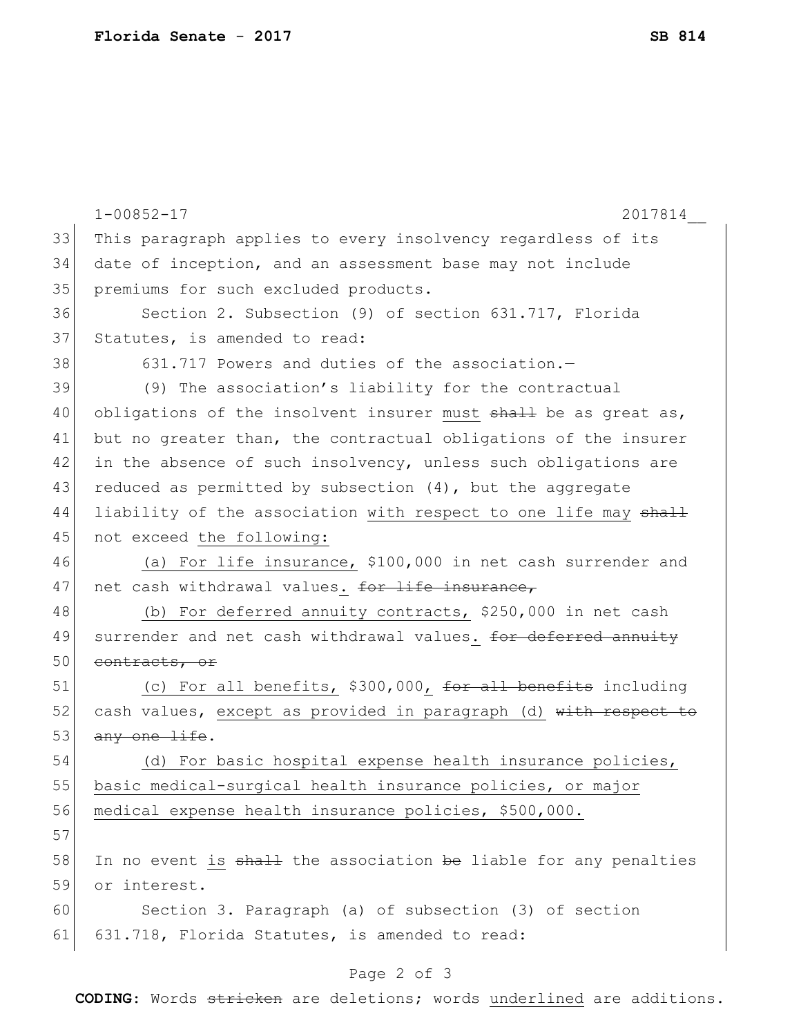This paragraph applies to every insolvency regardless of its date of inception, and an assessment base may not include premiums for such excluded products.

Section 2. Subsection (9) of section 631.717, Florida Statutes, is amended to read:

631.717 Powers and duties of the association.—

(9) The association's liability for the contractual obligations of the insolvent insurer <u>must</u> ~~shall~~ be as great as, but no greater than, the contractual obligations of the insurer in the absence of such insolvency, unless such obligations are reduced as permitted by subsection (4), but the aggregate liability of the association <u>with respect to one life may</u> ~~shall~~ not exceed <u>the following:</u>

<u>(a) For life insurance,</u> $100,000 in net cash surrender and net cash withdrawal values<u>.</u> ~~for life insurance,~~

<u>(b) For deferred annuity contracts,</u> $250,000 in net cash surrender and net cash withdrawal values<u>.</u> ~~for deferred annuity contracts, or~~

<u>(c) For all benefits,</u> $300,000<u>,</u> ~~for all benefits~~ including cash values, <u>except as provided in paragraph (d)</u> ~~with respect to any one life~~.

<u>(d) For basic hospital expense health insurance policies, basic medical-surgical health insurance policies, or major medical expense health insurance policies, $500,000.</u>

In no event <u>is</u> ~~shall~~ the association ~~be~~ liable for any penalties or interest.

Section 3. Paragraph (a) of subsection (3) of section 631.718, Florida Statutes, is amended to read: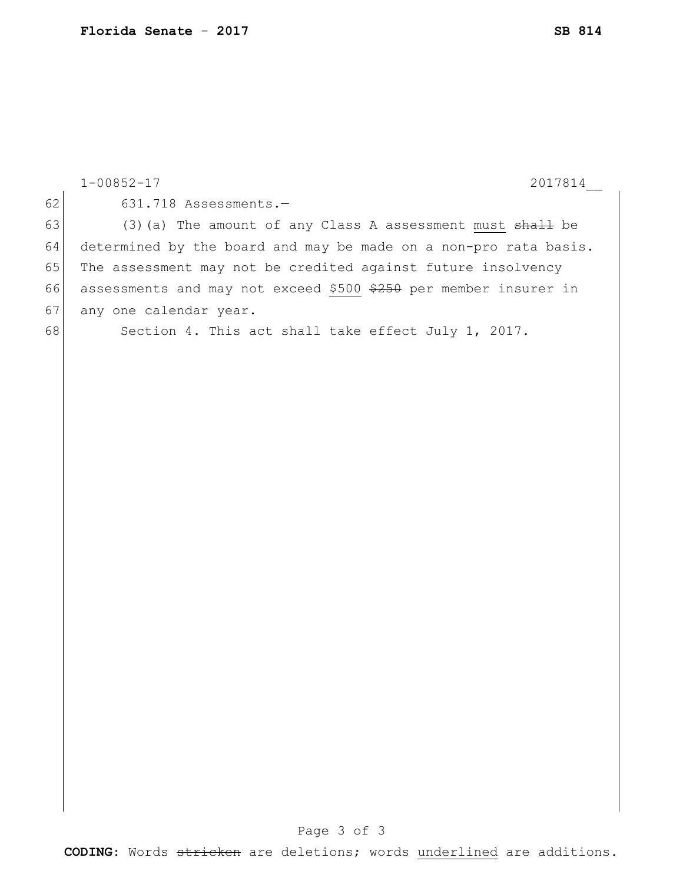1-00852-17 2017814__

62 631.718 Assessments.—

63 (3)(a) The amount of any Class A assessment <u>must</u> ~~shall~~ be

64 determined by the board and may be made on a non-pro rata basis.

65 The assessment may not be credited against future insolvency

66 assessments and may not exceed <u>$500</u> ~~$250~~ per member insurer in

67 any one calendar year.

68 Section 4. This act shall take effect July 1, 2017.

**CODING:** Words ~~stricken~~ are deletions; words <u>underlined</u> are additions.